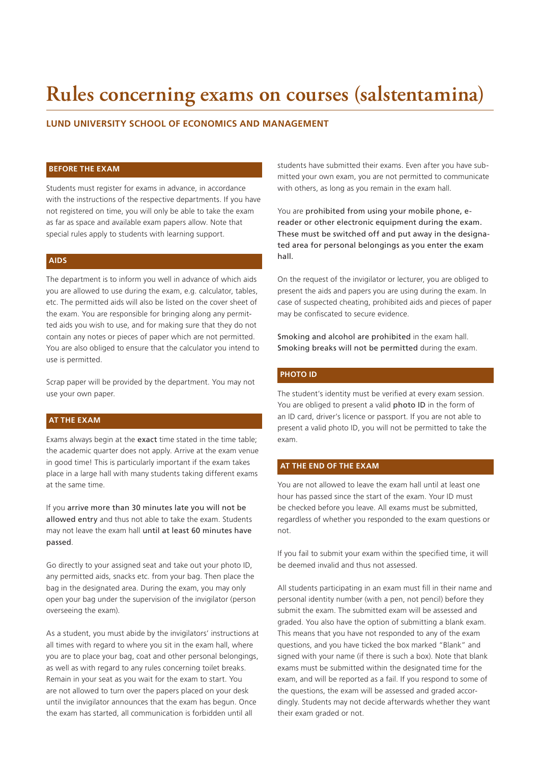# Rules concerning exams on courses (salstentamina)

**LUND UNIVERSITY SCHOOL OF ECONOMICS AND MANAGEMENT**

## BEFORE THE EXAM

Students must register for exams in advance, in accordance with the instructions of the respective departments. If you have not registered on time, you will only be able to take the exam as far as space and available exam papers allow. Note that special rules apply to students with learning support.

## AIDS

The department is to inform you well in advance of which aids you are allowed to use during the exam, e.g. calculator, tables, etc. The permitted aids will also be listed on the cover sheet of the exam. You are responsible for bringing along any permitted aids you wish to use, and for making sure that they do not contain any notes or pieces of paper which are not permitted. You are also obliged to ensure that the calculator you intend to use is permitted.

Scrap paper will be provided by the department. You may not use your own paper.

## AT THE EXAM

Exams always begin at the exact time stated in the time table; the academic quarter does not apply. Arrive at the exam venue in good time! This is particularly important if the exam takes place in a large hall with many students taking different exams at the same time.

If you arrive more than 30 minutes late you will not be allowed entry and thus not able to take the exam. Students may not leave the exam hall until at least 60 minutes have passed.

Go directly to your assigned seat and take out your photo ID, any permitted aids, snacks etc. from your bag. Then place the bag in the designated area. During the exam, you may only open your bag under the supervision of the invigilator (person overseeing the exam).

As a student, you must abide by the invigilators' instructions at all times with regard to where you sit in the exam hall, where you are to place your bag, coat and other personal belongings, as well as with regard to any rules concerning toilet breaks. Remain in your seat as you wait for the exam to start. You are not allowed to turn over the papers placed on your desk until the invigilator announces that the exam has begun. Once the exam has started, all communication is forbidden until all students have submitted their exams. Even after you have submitted your own exam, you are not permitted to communicate with others, as long as you remain in the exam hall.

You are prohibited from using your mobile phone, e-reader or other electronic equipment during the exam. These must be switched off and put away in the designated area for personal belongings as you enter the exam hall.

On the request of the invigilator or lecturer, you are obliged to present the aids and papers you are using during the exam. In case of suspected cheating, prohibited aids and pieces of paper may be confiscated to secure evidence.

Smoking and alcohol are prohibited in the exam hall. Smoking breaks will not be permitted during the exam.

## PHOTO ID

The student's identity must be verified at every exam session. You are obliged to present a valid photo ID in the form of an ID card, driver's licence or passport. If you are not able to present a valid photo ID, you will not be permitted to take the exam.

## AT THE END OF THE EXAM

You are not allowed to leave the exam hall until at least one hour has passed since the start of the exam. Your ID must be checked before you leave. All exams must be submitted, regardless of whether you responded to the exam questions or not.

If you fail to submit your exam within the specified time, it will be deemed invalid and thus not assessed.

All students participating in an exam must fill in their name and personal identity number (with a pen, not pencil) before they submit the exam. The submitted exam will be assessed and graded. You also have the option of submitting a blank exam. This means that you have not responded to any of the exam questions, and you have ticked the box marked "Blank" and signed with your name (if there is such a box). Note that blank exams must be submitted within the designated time for the exam, and will be reported as a fail. If you respond to some of the questions, the exam will be assessed and graded accordingly. Students may not decide afterwards whether they want their exam graded or not.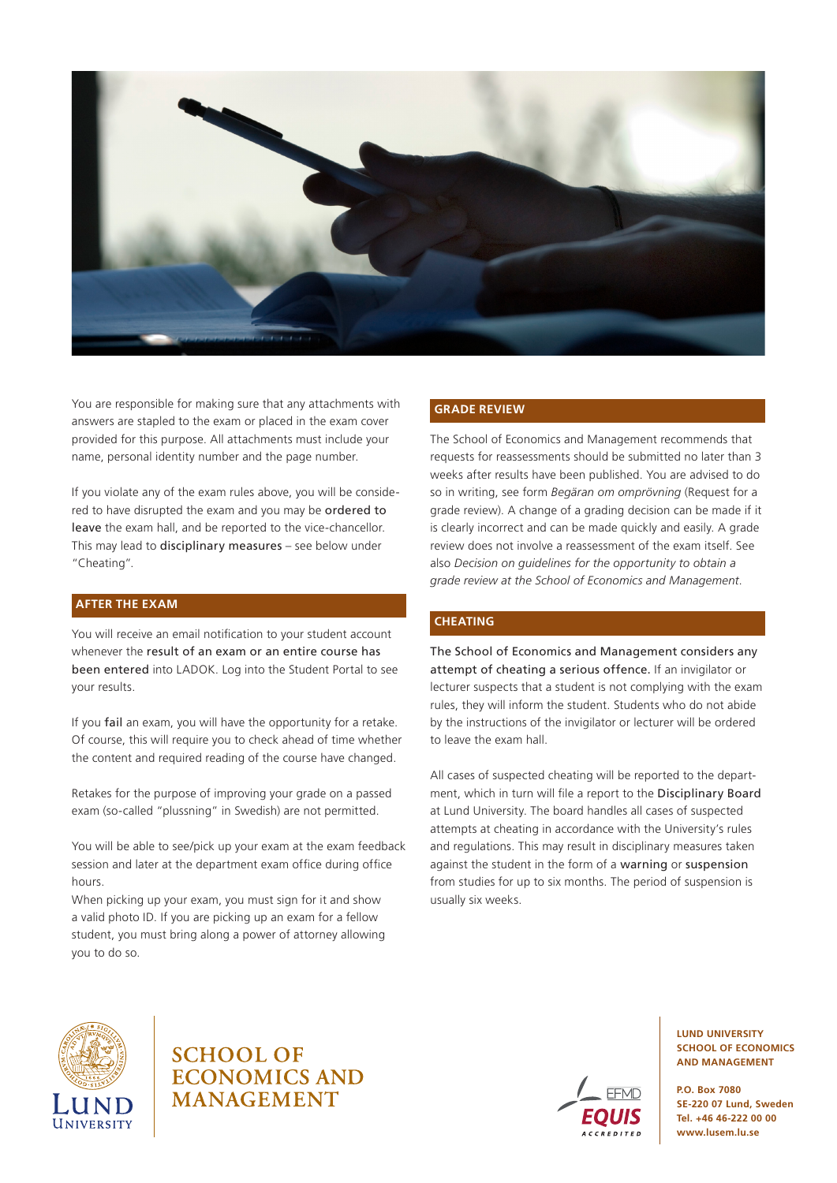You are responsible for making sure that any attachments with answers are stapled to the exam or placed in the exam cover provided for this purpose. All attachments must include your name, personal identity number and the page number.

If you violate any of the exam rules above, you will be considered to have disrupted the exam and you may be ordered to leave the exam hall, and be reported to the vice-chancellor. This may lead to disciplinary measures – see below under "Cheating".

## AFTER THE EXAM

You will receive an email notification to your student account whenever the result of an exam or an entire course has been entered into LADOK. Log into the Student Portal to see your results.

If you fail an exam, you will have the opportunity for a retake. Of course, this will require you to check ahead of time whether the content and required reading of the course have changed.

Retakes for the purpose of improving your grade on a passed exam (so-called "plussning" in Swedish) are not permitted.

You will be able to see/pick up your exam at the exam feedback session and later at the department exam office during office hours.
When picking up your exam, you must sign for it and show a valid photo ID. If you are picking up an exam for a fellow student, you must bring along a power of attorney allowing you to do so.

## GRADE REVIEW

The School of Economics and Management recommends that requests for reassessments should be submitted no later than 3 weeks after results have been published. You are advised to do so in writing, see form *Begäran om omprövning* (Request for a grade review). A change of a grading decision can be made if it is clearly incorrect and can be made quickly and easily. A grade review does not involve a reassessment of the exam itself. See also *Decision on guidelines for the opportunity to obtain a grade review at the School of Economics and Management*.

## CHEATING

The School of Economics and Management considers any attempt of cheating a serious offence. If an invigilator or lecturer suspects that a student is not complying with the exam rules, they will inform the student. Students who do not abide by the instructions of the invigilator or lecturer will be ordered to leave the exam hall.

All cases of suspected cheating will be reported to the department, which in turn will file a report to the Disciplinary Board at Lund University. The board handles all cases of suspected attempts at cheating in accordance with the University's rules and regulations. This may result in disciplinary measures taken against the student in the form of a warning or suspension from studies for up to six months. The period of suspension is usually six weeks.

LUND UNIVERSITY

SCHOOL OF ECONOMICS AND MANAGEMENT

EFMD EQUIS ACCREDITED

**LUND UNIVERSITY**
**SCHOOL OF ECONOMICS AND MANAGEMENT**

**P.O. Box 7080**
**SE-220 07 Lund, Sweden**
**Tel. +46 46-222 00 00**
**www.lusem.lu.se**